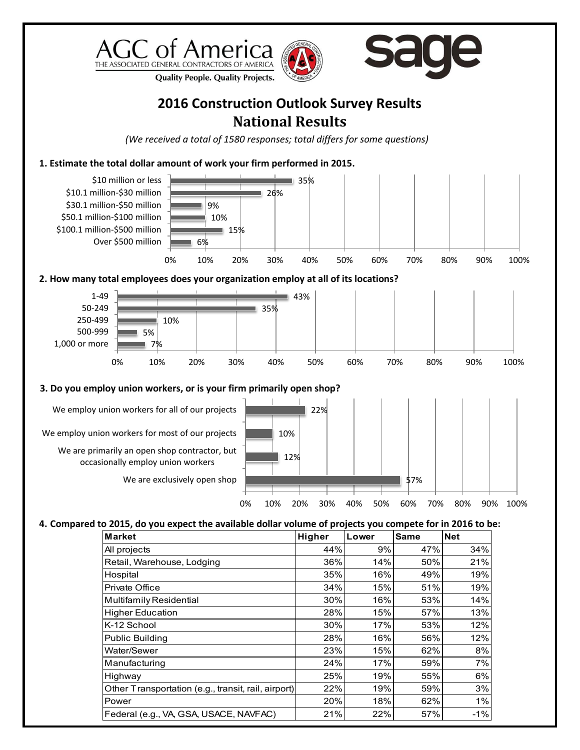AGC of America
THE ASSOCIATED GENERAL CONTRACTORS OF AMERICA
Quality People. Quality Projects.

sage

# 2016 Construction Outlook Survey Results
## National Results

*(We received a total of 1580 responses; total differs for some questions)*

**1. Estimate the total dollar amount of work your firm performed in 2015.**

| Response | Percent |
|---|---|
| $10 million or less | 35% |
| $10.1 million-$30 million | 26% |
| $30.1 million-$50 million | 9% |
| $50.1 million-$100 million | 10% |
| $100.1 million-$500 million | 15% |
| Over $500 million | 6% |

**2. How many total employees does your organization employ at all of its locations?**

| Response | Percent |
|---|---|
| 1-49 | 43% |
| 50-249 | 35% |
| 250-499 | 10% |
| 500-999 | 5% |
| 1,000 or more | 7% |

**3. Do you employ union workers, or is your firm primarily open shop?**

| Response | Percent |
|---|---|
| We employ union workers for all of our projects | 22% |
| We employ union workers for most of our projects | 10% |
| We are primarily an open shop contractor, but occasionally employ union workers | 12% |
| We are exclusively open shop | 57% |

**4. Compared to 2015, do you expect the available dollar volume of projects you compete for in 2016 to be:**

| Market | Higher | Lower | Same | Net |
|---|---|---|---|---|
| All projects | 44% | 9% | 47% | 34% |
| Retail, Warehouse, Lodging | 36% | 14% | 50% | 21% |
| Hospital | 35% | 16% | 49% | 19% |
| Private Office | 34% | 15% | 51% | 19% |
| Multifamily Residential | 30% | 16% | 53% | 14% |
| Higher Education | 28% | 15% | 57% | 13% |
| K-12 School | 30% | 17% | 53% | 12% |
| Public Building | 28% | 16% | 56% | 12% |
| Water/Sewer | 23% | 15% | 62% | 8% |
| Manufacturing | 24% | 17% | 59% | 7% |
| Highway | 25% | 19% | 55% | 6% |
| Other Transportation (e.g., transit, rail, airport) | 22% | 19% | 59% | 3% |
| Power | 20% | 18% | 62% | 1% |
| Federal (e.g., VA, GSA, USACE, NAVFAC) | 21% | 22% | 57% | -1% |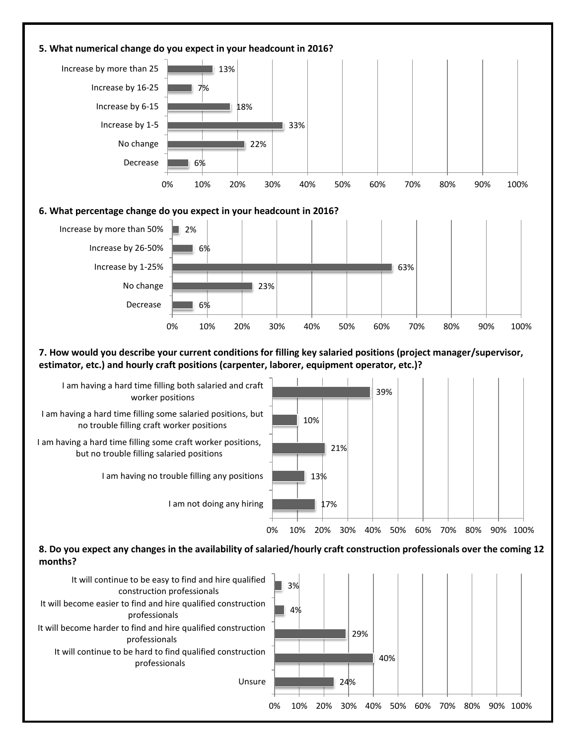**5. What numerical change do you expect in your headcount in 2016?**

| Response | Percentage |
|---|---|
| Increase by more than 25 | 13% |
| Increase by 16-25 | 7% |
| Increase by 6-15 | 18% |
| Increase by 1-5 | 33% |
| No change | 22% |
| Decrease | 6% |

**6. What percentage change do you expect in your headcount in 2016?**

| Response | Percentage |
|---|---|
| Increase by more than 50% | 2% |
| Increase by 26-50% | 6% |
| Increase by 1-25% | 63% |
| No change | 23% |
| Decrease | 6% |

**7. How would you describe your current conditions for filling key salaried positions (project manager/supervisor, estimator, etc.) and hourly craft positions (carpenter, laborer, equipment operator, etc.)?**

| Response | Percentage |
|---|---|
| I am having a hard time filling both salaried and craft worker positions | 39% |
| I am having a hard time filling some salaried positions, but no trouble filling craft worker positions | 10% |
| I am having a hard time filling some craft worker positions, but no trouble filling salaried positions | 21% |
| I am having no trouble filling any positions | 13% |
| I am not doing any hiring | 17% |

**8. Do you expect any changes in the availability of salaried/hourly craft construction professionals over the coming 12 months?**

| Response | Percentage |
|---|---|
| It will continue to be easy to find and hire qualified construction professionals | 3% |
| It will become easier to find and hire qualified construction professionals | 4% |
| It will become harder to find and hire qualified construction professionals | 29% |
| It will continue to be hard to find qualified construction professionals | 40% |
| Unsure | 24% |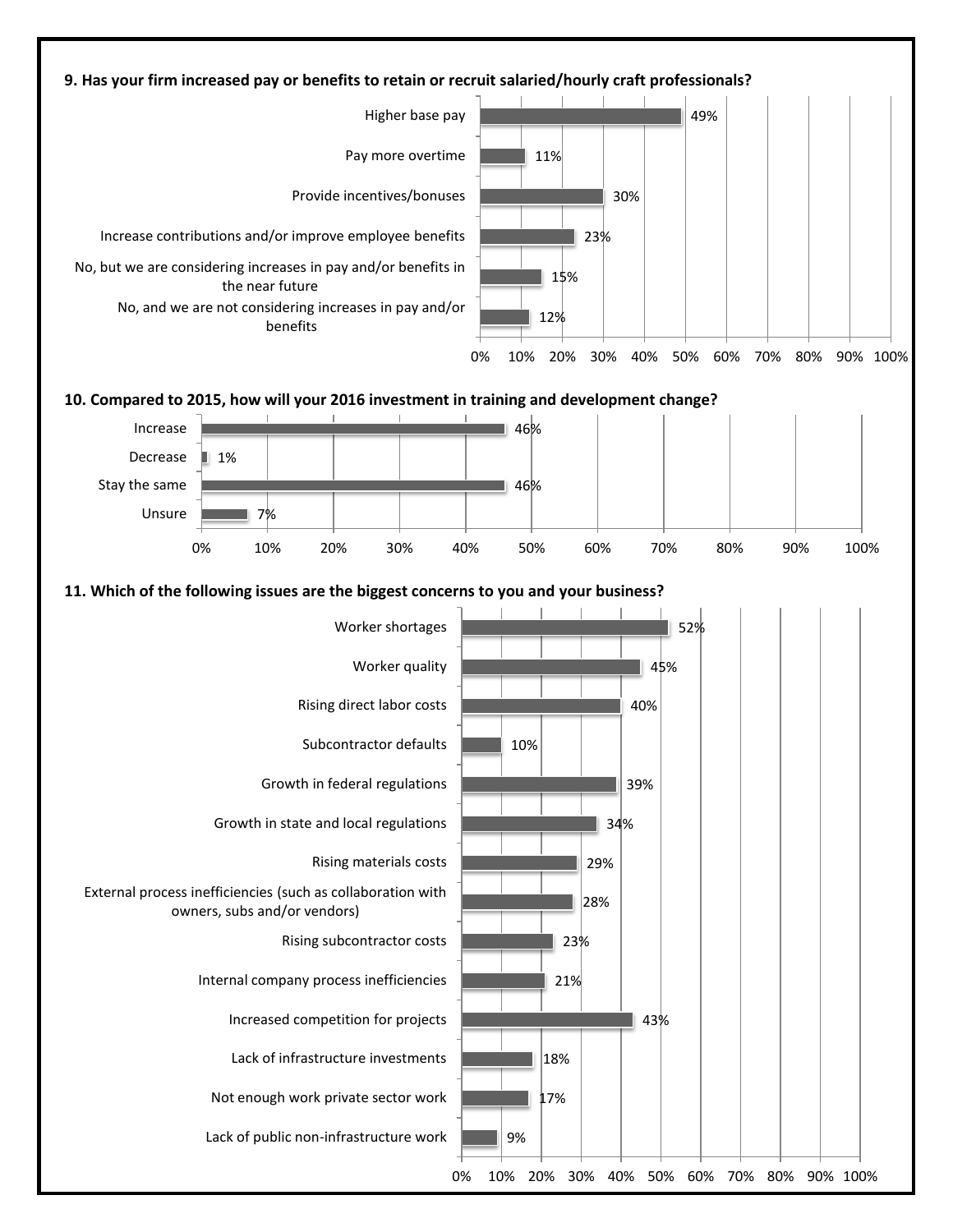**9. Has your firm increased pay or benefits to retain or recruit salaried/hourly craft professionals?**

| Response | Percent |
| --- | --- |
| Higher base pay | 49% |
| Pay more overtime | 11% |
| Provide incentives/bonuses | 30% |
| Increase contributions and/or improve employee benefits | 23% |
| No, but we are considering increases in pay and/or benefits in the near future | 15% |
| No, and we are not considering increases in pay and/or benefits | 12% |

**10. Compared to 2015, how will your 2016 investment in training and development change?**

| Response | Percent |
| --- | --- |
| Increase | 46% |
| Decrease | 1% |
| Stay the same | 46% |
| Unsure | 7% |

**11. Which of the following issues are the biggest concerns to you and your business?**

| Issue | Percent |
| --- | --- |
| Worker shortages | 52% |
| Worker quality | 45% |
| Rising direct labor costs | 40% |
| Subcontractor defaults | 10% |
| Growth in federal regulations | 39% |
| Growth in state and local regulations | 34% |
| Rising materials costs | 29% |
| External process inefficiencies (such as collaboration with owners, subs and/or vendors) | 28% |
| Rising subcontractor costs | 23% |
| Internal company process inefficiencies | 21% |
| Increased competition for projects | 43% |
| Lack of infrastructure investments | 18% |
| Not enough work private sector work | 17% |
| Lack of public non-infrastructure work | 9% |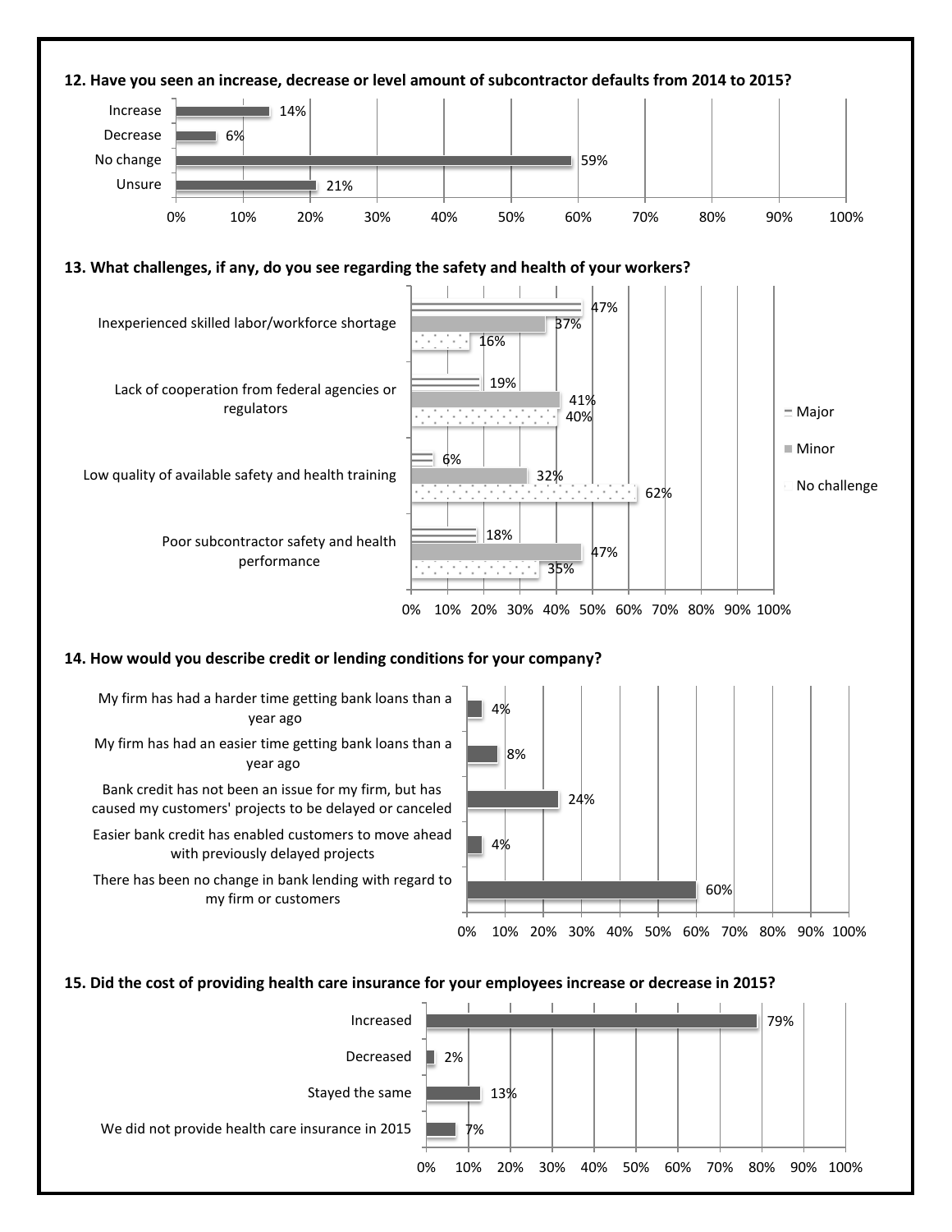**12. Have you seen an increase, decrease or level amount of subcontractor defaults from 2014 to 2015?**

| Response | Percentage |
| --- | --- |
| Increase | 14% |
| Decrease | 6% |
| No change | 59% |
| Unsure | 21% |

**13. What challenges, if any, do you see regarding the safety and health of your workers?**

| Challenge | Major | Minor | No challenge |
| --- | --- | --- | --- |
| Inexperienced skilled labor/workforce shortage | 47% | 37% | 16% |
| Lack of cooperation from federal agencies or regulators | 19% | 41% | 40% |
| Low quality of available safety and health training | 6% | 32% | 62% |
| Poor subcontractor safety and health performance | 18% | 47% | 35% |

**14. How would you describe credit or lending conditions for your company?**

| Response | Percentage |
| --- | --- |
| My firm has had a harder time getting bank loans than a year ago | 4% |
| My firm has had an easier time getting bank loans than a year ago | 8% |
| Bank credit has not been an issue for my firm, but has caused my customers' projects to be delayed or canceled | 24% |
| Easier bank credit has enabled customers to move ahead with previously delayed projects | 4% |
| There has been no change in bank lending with regard to my firm or customers | 60% |

**15. Did the cost of providing health care insurance for your employees increase or decrease in 2015?**

| Response | Percentage |
| --- | --- |
| Increased | 79% |
| Decreased | 2% |
| Stayed the same | 13% |
| We did not provide health care insurance in 2015 | 7% |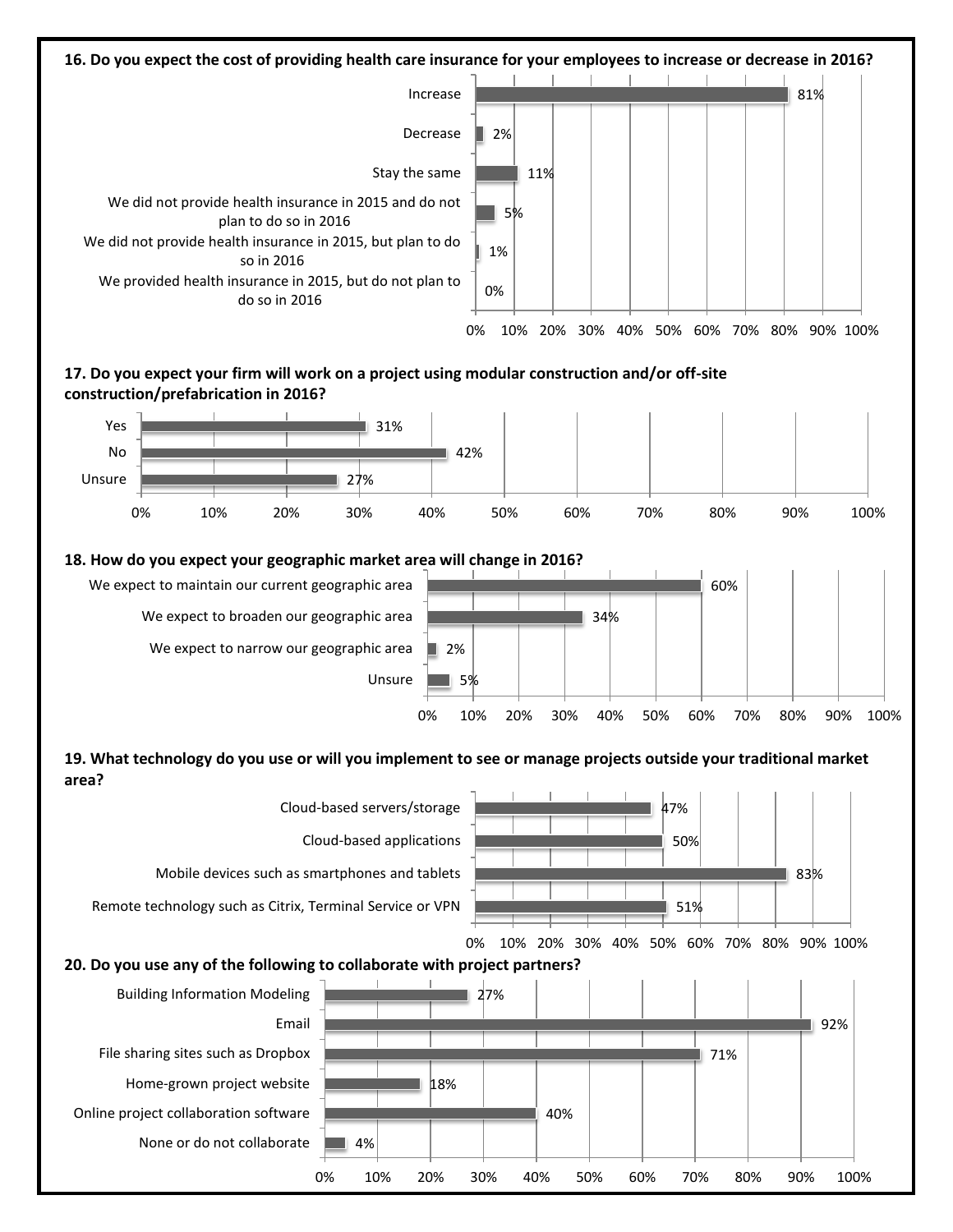**16. Do you expect the cost of providing health care insurance for your employees to increase or decrease in 2016?**

| Response | Percentage |
| --- | --- |
| Increase | 81% |
| Decrease | 2% |
| Stay the same | 11% |
| We did not provide health insurance in 2015 and do not plan to do so in 2016 | 5% |
| We did not provide health insurance in 2015, but plan to do so in 2016 | 1% |
| We provided health insurance in 2015, but do not plan to do so in 2016 | 0% |

**17. Do you expect your firm will work on a project using modular construction and/or off-site construction/prefabrication in 2016?**

| Response | Percentage |
| --- | --- |
| Yes | 31% |
| No | 42% |
| Unsure | 27% |

**18. How do you expect your geographic market area will change in 2016?**

| Response | Percentage |
| --- | --- |
| We expect to maintain our current geographic area | 60% |
| We expect to broaden our geographic area | 34% |
| We expect to narrow our geographic area | 2% |
| Unsure | 5% |

**19. What technology do you use or will you implement to see or manage projects outside your traditional market area?**

| Response | Percentage |
| --- | --- |
| Cloud-based servers/storage | 47% |
| Cloud-based applications | 50% |
| Mobile devices such as smartphones and tablets | 83% |
| Remote technology such as Citrix, Terminal Service or VPN | 51% |

**20. Do you use any of the following to collaborate with project partners?**

| Response | Percentage |
| --- | --- |
| Building Information Modeling | 27% |
| Email | 92% |
| File sharing sites such as Dropbox | 71% |
| Home-grown project website | 18% |
| Online project collaboration software | 40% |
| None or do not collaborate | 4% |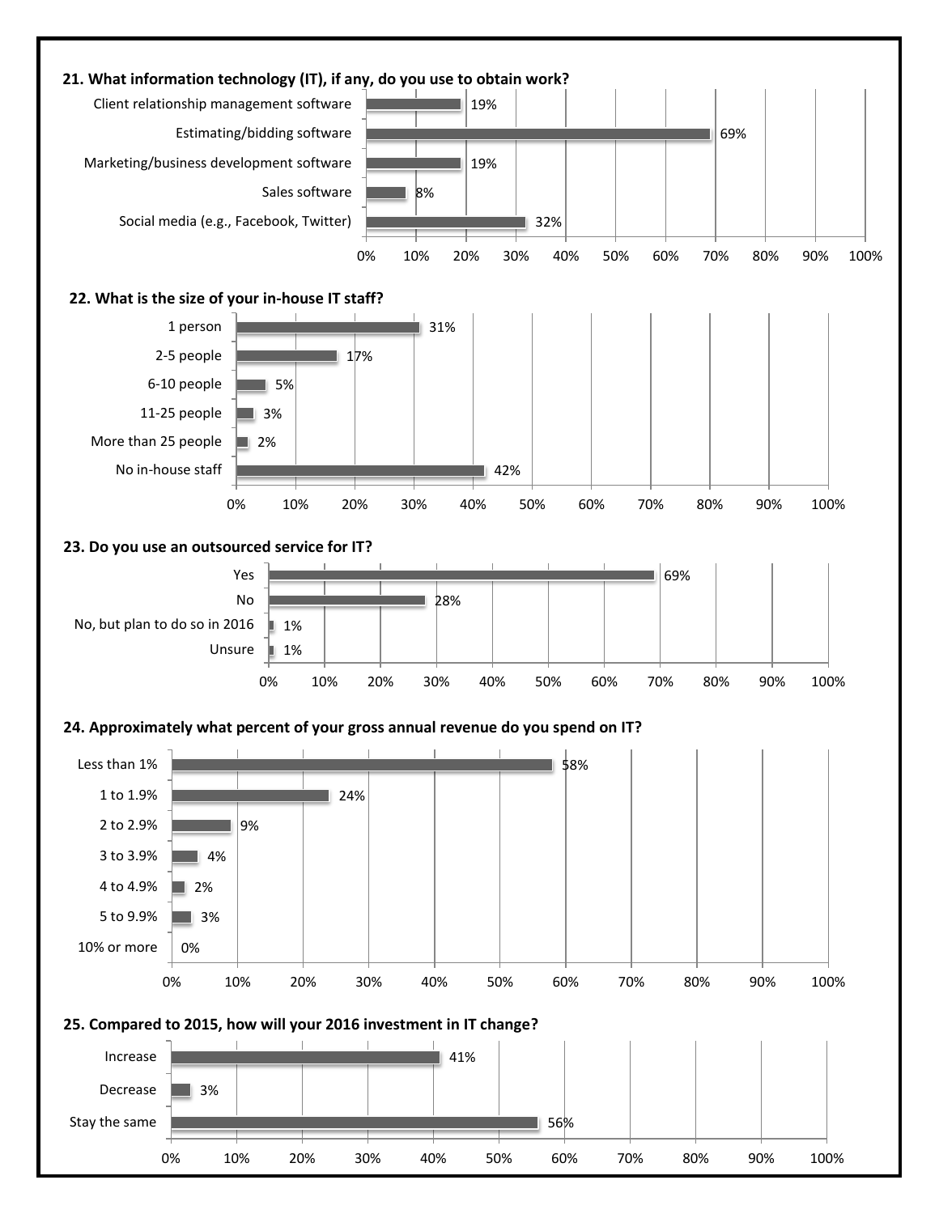**21. What information technology (IT), if any, do you use to obtain work?**

| Response | Percent |
|---|---|
| Client relationship management software | 19% |
| Estimating/bidding software | 69% |
| Marketing/business development software | 19% |
| Sales software | 8% |
| Social media (e.g., Facebook, Twitter) | 32% |

**22. What is the size of your in-house IT staff?**

| Response | Percent |
|---|---|
| 1 person | 31% |
| 2-5 people | 17% |
| 6-10 people | 5% |
| 11-25 people | 3% |
| More than 25 people | 2% |
| No in-house staff | 42% |

**23. Do you use an outsourced service for IT?**

| Response | Percent |
|---|---|
| Yes | 69% |
| No | 28% |
| No, but plan to do so in 2016 | 1% |
| Unsure | 1% |

**24. Approximately what percent of your gross annual revenue do you spend on IT?**

| Response | Percent |
|---|---|
| Less than 1% | 58% |
| 1 to 1.9% | 24% |
| 2 to 2.9% | 9% |
| 3 to 3.9% | 4% |
| 4 to 4.9% | 2% |
| 5 to 9.9% | 3% |
| 10% or more | 0% |

**25. Compared to 2015, how will your 2016 investment in IT change?**

| Response | Percent |
|---|---|
| Increase | 41% |
| Decrease | 3% |
| Stay the same | 56% |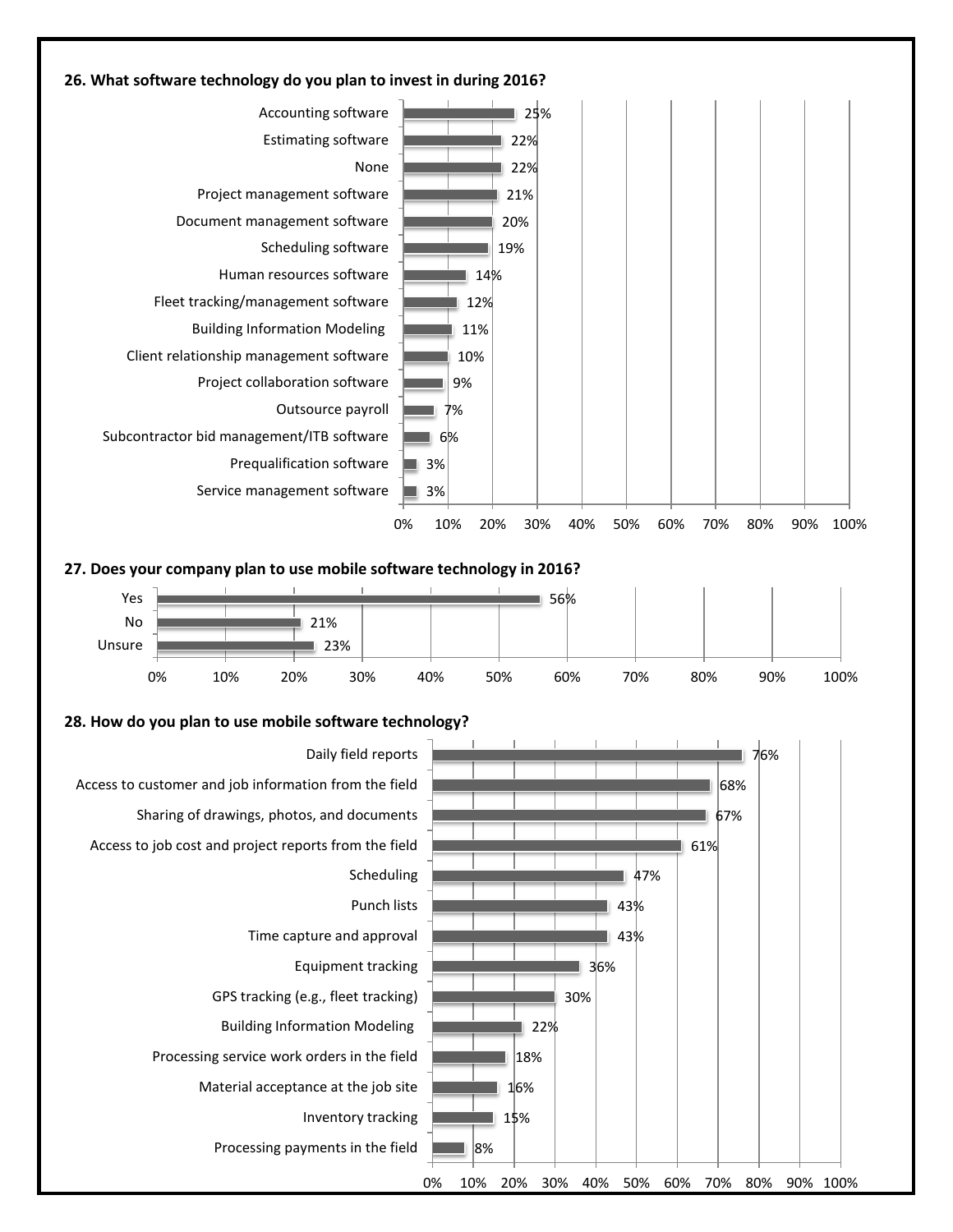**26. What software technology do you plan to invest in during 2016?**

| Software | Percentage |
|---|---|
| Accounting software | 25% |
| Estimating software | 22% |
| None | 22% |
| Project management software | 21% |
| Document management software | 20% |
| Scheduling software | 19% |
| Human resources software | 14% |
| Fleet tracking/management software | 12% |
| Building Information Modeling | 11% |
| Client relationship management software | 10% |
| Project collaboration software | 9% |
| Outsource payroll | 7% |
| Subcontractor bid management/ITB software | 6% |
| Prequalification software | 3% |
| Service management software | 3% |

**27. Does your company plan to use mobile software technology in 2016?**

| Response | Percentage |
|---|---|
| Yes | 56% |
| No | 21% |
| Unsure | 23% |

**28. How do you plan to use mobile software technology?**

| Use | Percentage |
|---|---|
| Daily field reports | 76% |
| Access to customer and job information from the field | 68% |
| Sharing of drawings, photos, and documents | 67% |
| Access to job cost and project reports from the field | 61% |
| Scheduling | 47% |
| Punch lists | 43% |
| Time capture and approval | 43% |
| Equipment tracking | 36% |
| GPS tracking (e.g., fleet tracking) | 30% |
| Building Information Modeling | 22% |
| Processing service work orders in the field | 18% |
| Material acceptance at the job site | 16% |
| Inventory tracking | 15% |
| Processing payments in the field | 8% |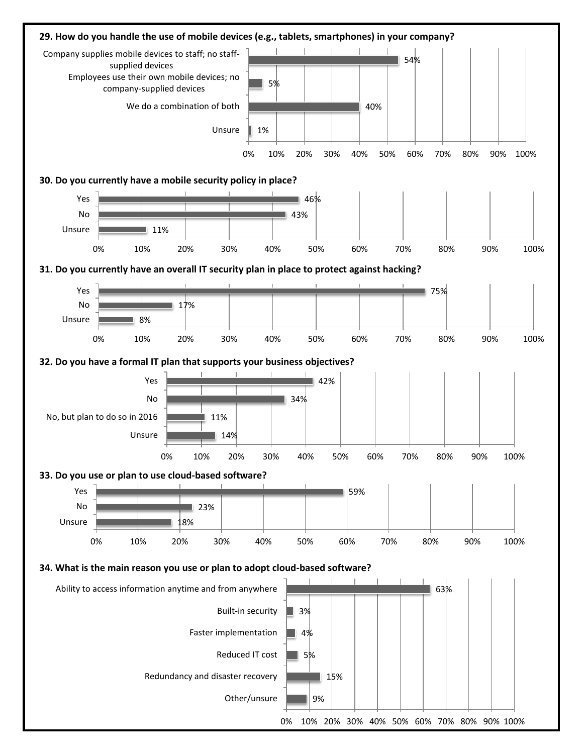**29. How do you handle the use of mobile devices (e.g., tablets, smartphones) in your company?**

| Response | Percentage |
|---|---|
| Company supplies mobile devices to staff; no staff-supplied devices | 54% |
| Employees use their own mobile devices; no company-supplied devices | 5% |
| We do a combination of both | 40% |
| Unsure | 1% |

**30. Do you currently have a mobile security policy in place?**

| Response | Percentage |
|---|---|
| Yes | 46% |
| No | 43% |
| Unsure | 11% |

**31. Do you currently have an overall IT security plan in place to protect against hacking?**

| Response | Percentage |
|---|---|
| Yes | 75% |
| No | 17% |
| Unsure | 8% |

**32. Do you have a formal IT plan that supports your business objectives?**

| Response | Percentage |
|---|---|
| Yes | 42% |
| No | 34% |
| No, but plan to do so in 2016 | 11% |
| Unsure | 14% |

**33. Do you use or plan to use cloud-based software?**

| Response | Percentage |
|---|---|
| Yes | 59% |
| No | 23% |
| Unsure | 18% |

**34. What is the main reason you use or plan to adopt cloud-based software?**

| Response | Percentage |
|---|---|
| Ability to access information anytime and from anywhere | 63% |
| Built-in security | 3% |
| Faster implementation | 4% |
| Reduced IT cost | 5% |
| Redundancy and disaster recovery | 15% |
| Other/unsure | 9% |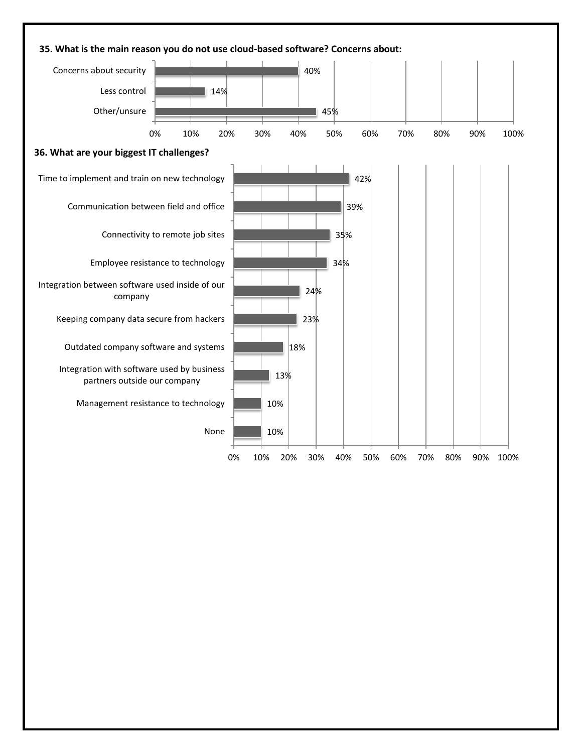**35. What is the main reason you do not use cloud-based software? Concerns about:**

Concerns about security 40%

Less control 14%

Other/unsure 45%

0% 10% 20% 30% 40% 50% 60% 70% 80% 90% 100%

**36. What are your biggest IT challenges?**

Time to implement and train on new technology 42%

Communication between field and office 39%

Connectivity to remote job sites 35%

Employee resistance to technology 34%

Integration between software used inside of our company 24%

Keeping company data secure from hackers 23%

Outdated company software and systems 18%

Integration with software used by business partners outside our company 13%

Management resistance to technology 10%

None 10%

0% 10% 20% 30% 40% 50% 60% 70% 80% 90% 100%